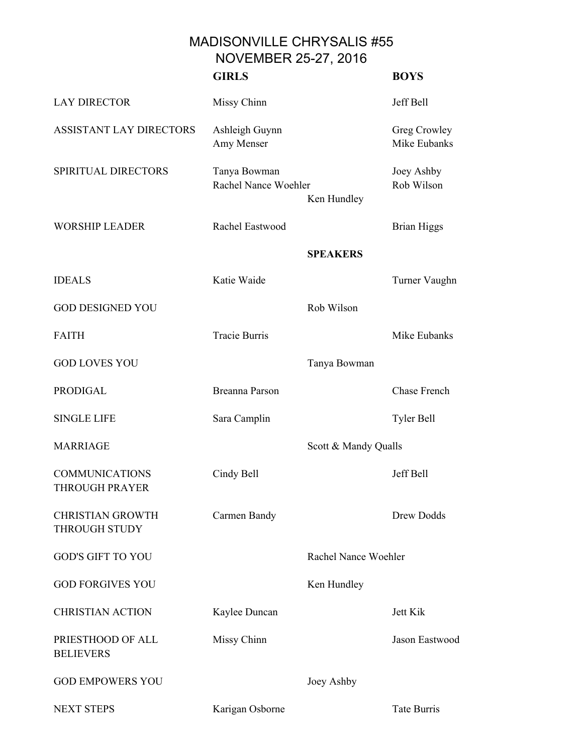# MADISONVILLE CHRYSALIS #55
## NOVEMBER 25-27, 2016

| | GIRLS | | BOYS |
|---|---|---|---|
| LAY DIRECTOR | Missy Chinn | | Jeff Bell |
| ASSISTANT LAY DIRECTORS | Ashleigh Guynn<br>Amy Menser | | Greg Crowley<br>Mike Eubanks |
| SPIRITUAL DIRECTORS | Tanya Bowman<br>Rachel Nance Woehler | Ken Hundley | Joey Ashby<br>Rob Wilson |
| WORSHIP LEADER | Rachel Eastwood | | Brian Higgs |
| | | **SPEAKERS** | |
| IDEALS | Katie Waide | | Turner Vaughn |
| GOD DESIGNED YOU | | Rob Wilson | |
| FAITH | Tracie Burris | | Mike Eubanks |
| GOD LOVES YOU | | Tanya Bowman | |
| PRODIGAL | Breanna Parson | | Chase French |
| SINGLE LIFE | Sara Camplin | | Tyler Bell |
| MARRIAGE | | Scott & Mandy Qualls | |
| COMMUNICATIONS THROUGH PRAYER | Cindy Bell | | Jeff Bell |
| CHRISTIAN GROWTH THROUGH STUDY | Carmen Bandy | | Drew Dodds |
| GOD'S GIFT TO YOU | | Rachel Nance Woehler | |
| GOD FORGIVES YOU | | Ken Hundley | |
| CHRISTIAN ACTION | Kaylee Duncan | | Jett Kik |
| PRIESTHOOD OF ALL BELIEVERS | Missy Chinn | | Jason Eastwood |
| GOD EMPOWERS YOU | | Joey Ashby | |
| NEXT STEPS | Karigan Osborne | | Tate Burris |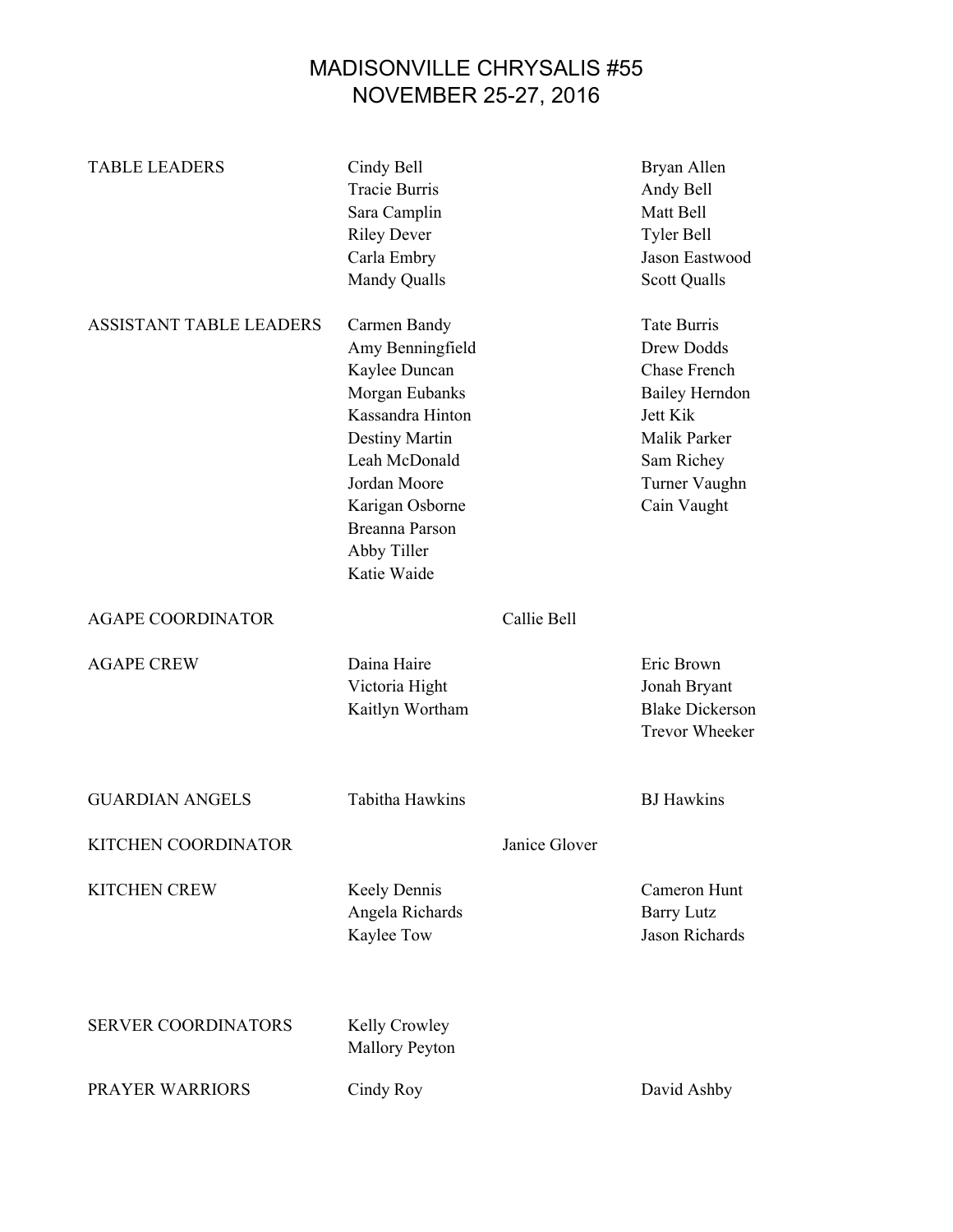# MADISONVILLE CHRYSALIS #55
# NOVEMBER 25-27, 2016

| | | |
|---|---|---|
| TABLE LEADERS | Cindy Bell | Bryan Allen |
| | Tracie Burris | Andy Bell |
| | Sara Camplin | Matt Bell |
| | Riley Dever | Tyler Bell |
| | Carla Embry | Jason Eastwood |
| | Mandy Qualls | Scott Qualls |
| ASSISTANT TABLE LEADERS | Carmen Bandy | Tate Burris |
| | Amy Benningfield | Drew Dodds |
| | Kaylee Duncan | Chase French |
| | Morgan Eubanks | Bailey Herndon |
| | Kassandra Hinton | Jett Kik |
| | Destiny Martin | Malik Parker |
| | Leah McDonald | Sam Richey |
| | Jordan Moore | Turner Vaughn |
| | Karigan Osborne | Cain Vaught |
| | Breanna Parson | |
| | Abby Tiller | |
| | Katie Waide | |
| AGAPE COORDINATOR | Callie Bell | |
| AGAPE CREW | Daina Haire | Eric Brown |
| | Victoria Hight | Jonah Bryant |
| | Kaitlyn Wortham | Blake Dickerson |
| | | Trevor Wheeker |
| GUARDIAN ANGELS | Tabitha Hawkins | BJ Hawkins |
| KITCHEN COORDINATOR | Janice Glover | |
| KITCHEN CREW | Keely Dennis | Cameron Hunt |
| | Angela Richards | Barry Lutz |
| | Kaylee Tow | Jason Richards |
| SERVER COORDINATORS | Kelly Crowley | |
| | Mallory Peyton | |
| PRAYER WARRIORS | Cindy Roy | David Ashby |